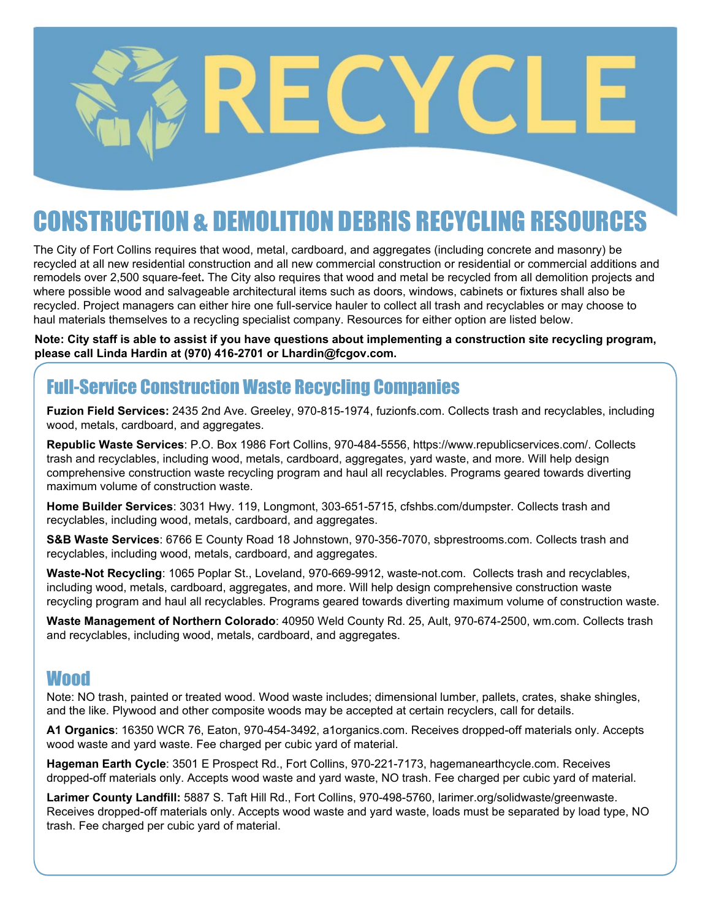# RECYCLE

## CONSTRUCTION & DEMOLITION DEBRIS RECYCLING RESOURCES

The City of Fort Collins requires that wood, metal, cardboard, and aggregates (including concrete and masonry) be recycled at all new residential construction and all new commercial construction or residential or commercial additions and remodels over 2,500 square-feet**.** The City also requires that wood and metal be recycled from all demolition projects and where possible wood and salvageable architectural items such as doors, windows, cabinets or fixtures shall also be recycled. Project managers can either hire one full-service hauler to collect all trash and recyclables or may choose to haul materials themselves to a recycling specialist company. Resources for either option are listed below.

**Note: City staff is able to assist if you have questions about implementing a construction site recycling program, please call Linda Hardin at (970) 416-2701 or Lhardin@fcgov.com.**

### Full-Service Construction Waste Recycling Companies

**Fuzion Field Services:** 2435 2nd Ave. Greeley, 970-815-1974, fuzionfs.com. Collects trash and recyclables, including wood, metals, cardboard, and aggregates.

**Republic Waste Services**: P.O. Box 1986 Fort Collins, 970-484-5556, https://www.republicservices.com/. Collects trash and recyclables, including wood, metals, cardboard, aggregates, yard waste, and more. Will help design comprehensive construction waste recycling program and haul all recyclables. Programs geared towards diverting maximum volume of construction waste.

**Home Builder Services**: 3031 Hwy. 119, Longmont, 303-651-5715, cfshbs.com/dumpster. Collects trash and recyclables, including wood, metals, cardboard, and aggregates.

**S&B Waste Services**: 6766 E County Road 18 Johnstown, 970-356-7070, sbprestrooms.com. Collects trash and recyclables, including wood, metals, cardboard, and aggregates.

**Waste-Not Recycling**: 1065 Poplar St., Loveland, 970-669-9912, waste-not.com. Collects trash and recyclables, including wood, metals, cardboard, aggregates, and more. Will help design comprehensive construction waste recycling program and haul all recyclables. Programs geared towards diverting maximum volume of construction waste.

**Waste Management of Northern Colorado**: 40950 Weld County Rd. 25, Ault, 970-674-2500, wm.com. Collects trash and recyclables, including wood, metals, cardboard, and aggregates.

### Wood

Note: NO trash, painted or treated wood. Wood waste includes; dimensional lumber, pallets, crates, shake shingles, and the like. Plywood and other composite woods may be accepted at certain recyclers, call for details.

**A1 Organics**: 16350 WCR 76, Eaton, 970-454-3492, a1organics.com. Receives dropped-off materials only. Accepts wood waste and yard waste. Fee charged per cubic yard of material.

**Hageman Earth Cycle**: 3501 E Prospect Rd., Fort Collins, 970-221-7173, hagemanearthcycle.com. Receives dropped-off materials only. Accepts wood waste and yard waste, NO trash. Fee charged per cubic yard of material.

**Larimer County Landfill:** 5887 S. Taft Hill Rd., Fort Collins, 970-498-5760, larimer.org/solidwaste/greenwaste. Receives dropped-off materials only. Accepts wood waste and yard waste, loads must be separated by load type, NO trash. Fee charged per cubic yard of material.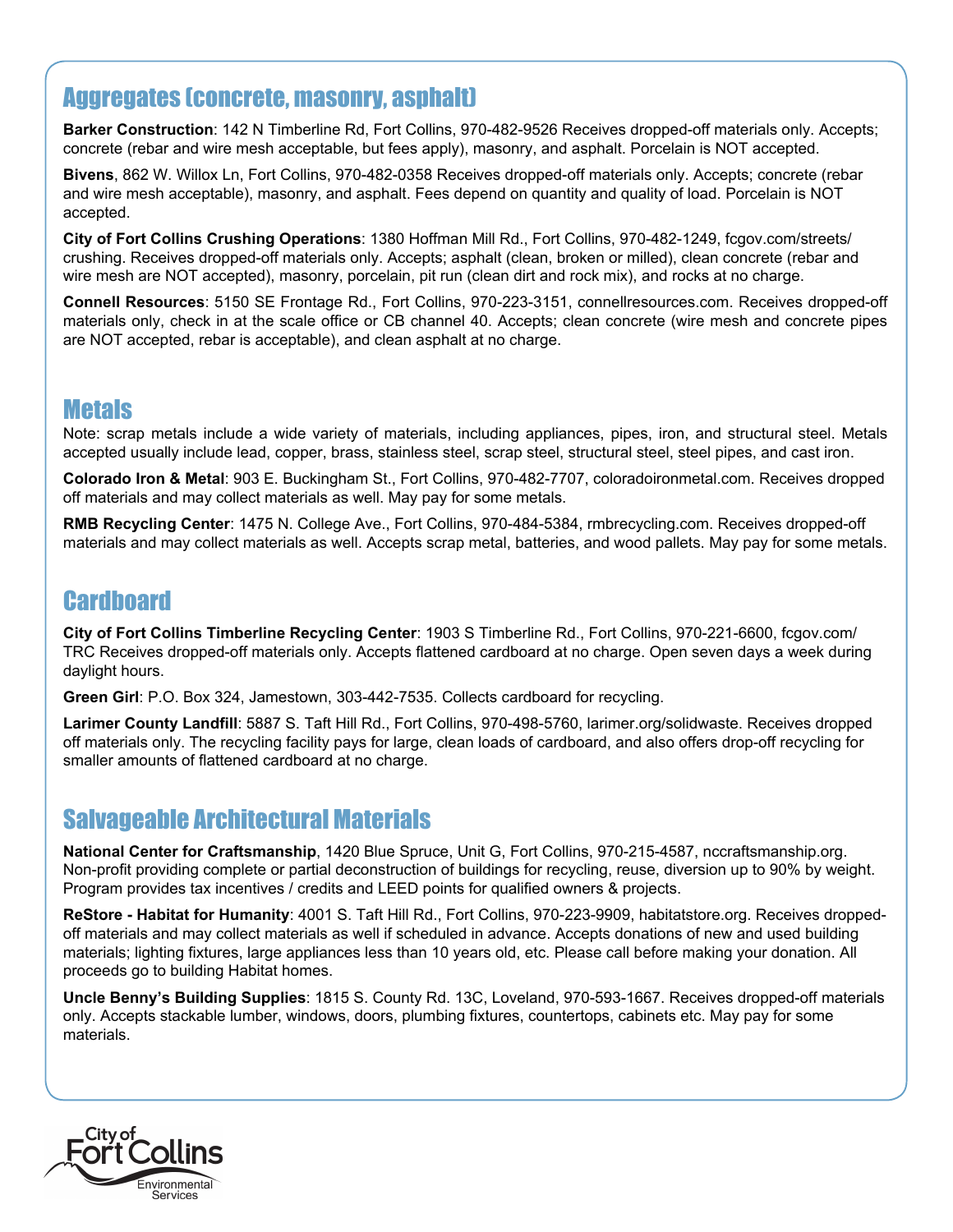## Aggregates (concrete, masonry, asphalt)

**Barker Construction**: 142 N Timberline Rd, Fort Collins, 970-482-9526 Receives dropped-off materials only. Accepts; concrete (rebar and wire mesh acceptable, but fees apply), masonry, and asphalt. Porcelain is NOT accepted.

**Bivens**, 862 W. Willox Ln, Fort Collins, 970-482-0358 Receives dropped-off materials only. Accepts; concrete (rebar and wire mesh acceptable), masonry, and asphalt. Fees depend on quantity and quality of load. Porcelain is NOT accepted.

**City of Fort Collins Crushing Operations**: 1380 Hoffman Mill Rd., Fort Collins, 970-482-1249, fcgov.com/streets/crushing. Receives dropped-off materials only. Accepts; asphalt (clean, broken or milled), clean concrete (rebar and wire mesh are NOT accepted), masonry, porcelain, pit run (clean dirt and rock mix), and rocks at no charge.

**Connell Resources**: 5150 SE Frontage Rd., Fort Collins, 970-223-3151, connellresources.com. Receives dropped-off materials only, check in at the scale office or CB channel 40. Accepts; clean concrete (wire mesh and concrete pipes are NOT accepted, rebar is acceptable), and clean asphalt at no charge.

## Metals

Note: scrap metals include a wide variety of materials, including appliances, pipes, iron, and structural steel. Metals accepted usually include lead, copper, brass, stainless steel, scrap steel, structural steel, steel pipes, and cast iron.

**Colorado Iron & Metal**: 903 E. Buckingham St., Fort Collins, 970-482-7707, coloradoironmetal.com. Receives dropped off materials and may collect materials as well. May pay for some metals.

**RMB Recycling Center**: 1475 N. College Ave., Fort Collins, 970-484-5384, rmbrecycling.com. Receives dropped-off materials and may collect materials as well. Accepts scrap metal, batteries, and wood pallets. May pay for some metals.

## Cardboard

**City of Fort Collins Timberline Recycling Center**: 1903 S Timberline Rd., Fort Collins, 970-221-6600, fcgov.com/TRC Receives dropped-off materials only. Accepts flattened cardboard at no charge. Open seven days a week during daylight hours.

**Green Girl**: P.O. Box 324, Jamestown, 303-442-7535. Collects cardboard for recycling.

**Larimer County Landfill**: 5887 S. Taft Hill Rd., Fort Collins, 970-498-5760, larimer.org/solidwaste. Receives dropped off materials only. The recycling facility pays for large, clean loads of cardboard, and also offers drop-off recycling for smaller amounts of flattened cardboard at no charge.

## Salvageable Architectural Materials

**National Center for Craftsmanship**, 1420 Blue Spruce, Unit G, Fort Collins, 970-215-4587, nccraftsmanship.org. Non-profit providing complete or partial deconstruction of buildings for recycling, reuse, diversion up to 90% by weight. Program provides tax incentives / credits and LEED points for qualified owners & projects.

**ReStore - Habitat for Humanity**: 4001 S. Taft Hill Rd., Fort Collins, 970-223-9909, habitatstore.org. Receives dropped-off materials and may collect materials as well if scheduled in advance. Accepts donations of new and used building materials; lighting fixtures, large appliances less than 10 years old, etc. Please call before making your donation. All proceeds go to building Habitat homes.

**Uncle Benny's Building Supplies**: 1815 S. County Rd. 13C, Loveland, 970-593-1667. Receives dropped-off materials only. Accepts stackable lumber, windows, doors, plumbing fixtures, countertops, cabinets etc. May pay for some materials.

City of Fort Collins Environmental Services